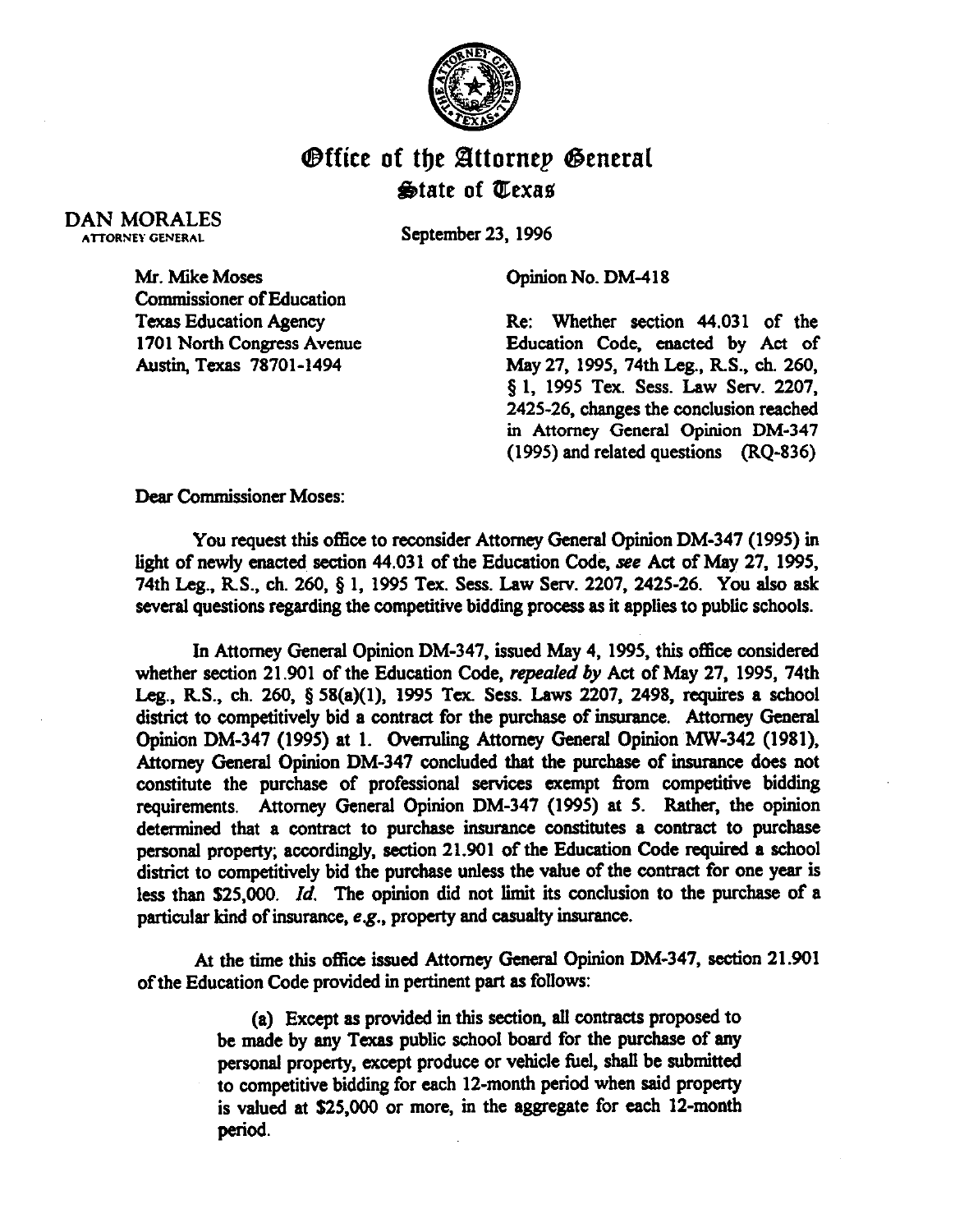# Office of the Attorney General
## State of Texas

DAN MORALES
ATTORNEY GENERAL

September 23, 1996

Mr. Mike Moses
Commissioner of Education
Texas Education Agency
1701 North Congress Avenue
Austin, Texas 78701-1494

Opinion No. DM-418

Re: Whether section 44.031 of the Education Code, enacted by Act of May 27, 1995, 74th Leg., R.S., ch. 260, § 1, 1995 Tex. Sess. Law Serv. 2207, 2425-26, changes the conclusion reached in Attorney General Opinion DM-347 (1995) and related questions (RQ-836)

Dear Commissioner Moses:

You request this office to reconsider Attorney General Opinion DM-347 (1995) in light of newly enacted section 44.031 of the Education Code, *see* Act of May 27, 1995, 74th Leg., R.S., ch. 260, § 1, 1995 Tex. Sess. Law Serv. 2207, 2425-26. You also ask several questions regarding the competitive bidding process as it applies to public schools.

In Attorney General Opinion DM-347, issued May 4, 1995, this office considered whether section 21.901 of the Education Code, *repealed by* Act of May 27, 1995, 74th Leg., R.S., ch. 260, § 58(a)(1), 1995 Tex. Sess. Laws 2207, 2498, requires a school district to competitively bid a contract for the purchase of insurance. Attorney General Opinion DM-347 (1995) at 1. Overruling Attorney General Opinion MW-342 (1981), Attorney General Opinion DM-347 concluded that the purchase of insurance does not constitute the purchase of professional services exempt from competitive bidding requirements. Attorney General Opinion DM-347 (1995) at 5. Rather, the opinion determined that a contract to purchase insurance constitutes a contract to purchase personal property; accordingly, section 21.901 of the Education Code required a school district to competitively bid the purchase unless the value of the contract for one year is less than $25,000. *Id.* The opinion did not limit its conclusion to the purchase of a particular kind of insurance, *e.g.*, property and casualty insurance.

At the time this office issued Attorney General Opinion DM-347, section 21.901 of the Education Code provided in pertinent part as follows:

> (a) Except as provided in this section, all contracts proposed to be made by any Texas public school board for the purchase of any personal property, except produce or vehicle fuel, shall be submitted to competitive bidding for each 12-month period when said property is valued at $25,000 or more, in the aggregate for each 12-month period.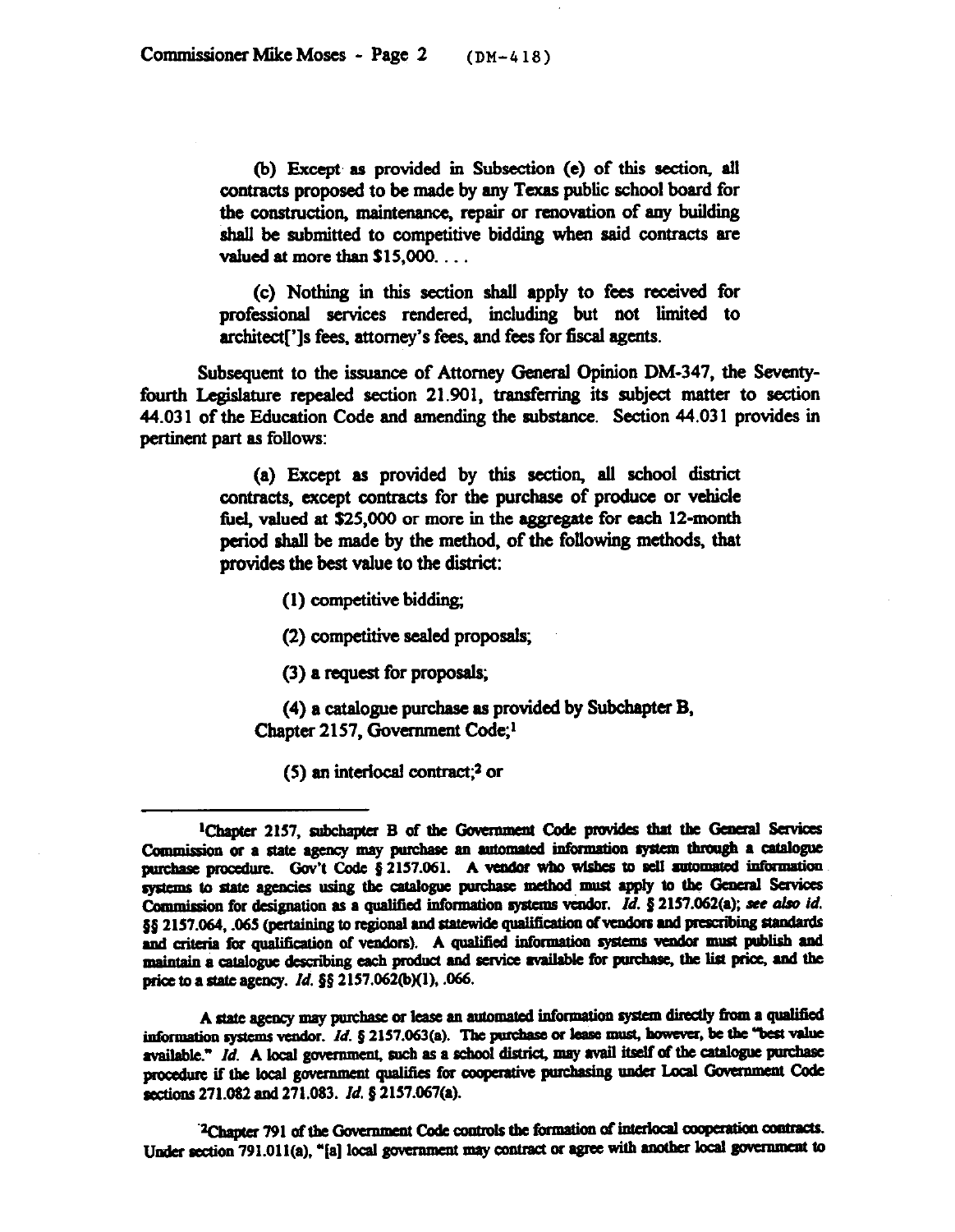> (b) Except as provided in Subsection (e) of this section, all contracts proposed to be made by any Texas public school board for the construction, maintenance, repair or renovation of any building shall be submitted to competitive bidding when said contracts are valued at more than $15,000. . . .
>
> (c) Nothing in this section shall apply to fees received for professional services rendered, including but not limited to architect[']s fees, attorney's fees, and fees for fiscal agents.

Subsequent to the issuance of Attorney General Opinion DM-347, the Seventy-fourth Legislature repealed section 21.901, transferring its subject matter to section 44.031 of the Education Code and amending the substance. Section 44.031 provides in pertinent part as follows:

> (a) Except as provided by this section, all school district contracts, except contracts for the purchase of produce or vehicle fuel, valued at $25,000 or more in the aggregate for each 12-month period shall be made by the method, of the following methods, that provides the best value to the district:
>
> (1) competitive bidding;
>
> (2) competitive sealed proposals;
>
> (3) a request for proposals;
>
> (4) a catalogue purchase as provided by Subchapter B, Chapter 2157, Government Code;[1]
>
> (5) an interlocal contract;[2] or

---

[1]Chapter 2157, subchapter B of the Government Code provides that the General Services Commission or a state agency may purchase an automated information system through a catalogue purchase procedure. Gov't Code § 2157.061. A vendor who wishes to sell automated information systems to state agencies using the catalogue purchase method must apply to the General Services Commission for designation as a qualified information systems vendor. *Id.* § 2157.062(a); *see also id.* §§ 2157.064, .065 (pertaining to regional and statewide qualification of vendors and prescribing standards and criteria for qualification of vendors). A qualified information systems vendor must publish and maintain a catalogue describing each product and service available for purchase, the list price, and the price to a state agency. *Id.* §§ 2157.062(b)(1), .066.

A state agency may purchase or lease an automated information system directly from a qualified information systems vendor. *Id.* § 2157.063(a). The purchase or lease must, however, be the "best value available." *Id.* A local government, such as a school district, may avail itself of the catalogue purchase procedure if the local government qualifies for cooperative purchasing under Local Government Code sections 271.082 and 271.083. *Id.* § 2157.067(a).

[2]Chapter 791 of the Government Code controls the formation of interlocal cooperation contracts. Under section 791.011(a), "[a] local government may contract or agree with another local government to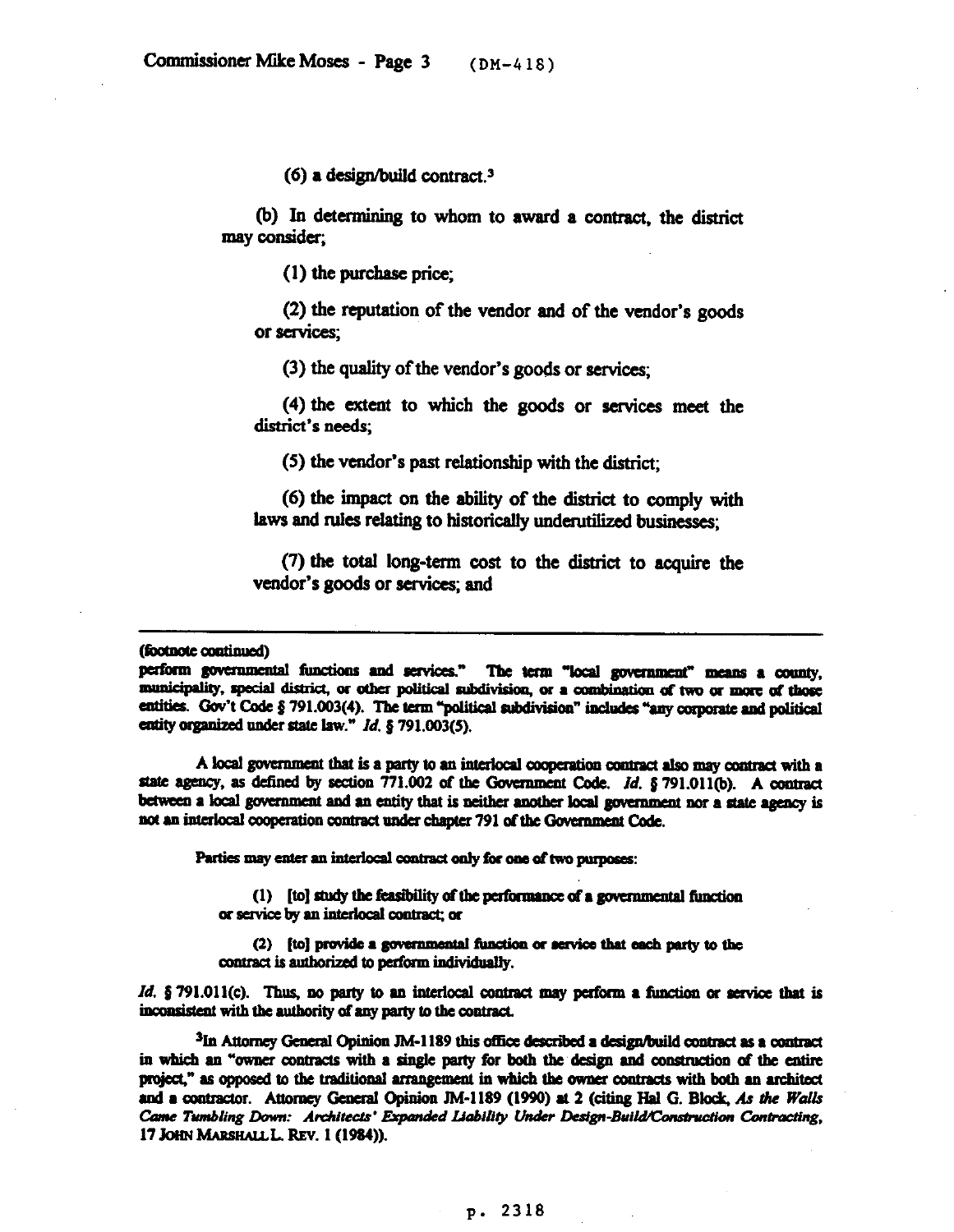(6) a design/build contract.[3]

(b) In determining to whom to award a contract, the district may consider;

(1) the purchase price;

(2) the reputation of the vendor and of the vendor's goods or services;

(3) the quality of the vendor's goods or services;

(4) the extent to which the goods or services meet the district's needs;

(5) the vendor's past relationship with the district;

(6) the impact on the ability of the district to comply with laws and rules relating to historically underutilized businesses;

(7) the total long-term cost to the district to acquire the vendor's goods or services; and

---

(footnote continued)

perform governmental functions and services." The term "local government" means a county, municipality, special district, or other political subdivision, or a combination of two or more of those entities. Gov't Code § 791.003(4). The term "political subdivision" includes "any corporate and political entity organized under state law." *Id.* § 791.003(5).

A local government that is a party to an interlocal cooperation contract also may contract with a state agency, as defined by section 771.002 of the Government Code. *Id.* § 791.011(b). A contract between a local government and an entity that is neither another local government nor a state agency is not an interlocal cooperation contract under chapter 791 of the Government Code.

Parties may enter an interlocal contract only for one of two purposes:

(1) [to] study the feasibility of the performance of a governmental function or service by an interlocal contract; or

(2) [to] provide a governmental function or service that each party to the contract is authorized to perform individually.

*Id.* § 791.011(c). Thus, no party to an interlocal contract may perform a function or service that is inconsistent with the authority of any party to the contract.

[3]In Attorney General Opinion JM-1189 this office described a design/build contract as a contract in which an "owner contracts with a single party for both the design and construction of the entire project," as opposed to the traditional arrangement in which the owner contracts with both an architect and a contractor. Attorney General Opinion JM-1189 (1990) at 2 (citing Hal G. Block, *As the Walls Came Tumbling Down: Architects' Expanded Liability Under Design-Build/Construction Contracting*, 17 JOHN MARSHALL L. REV. 1 (1984)).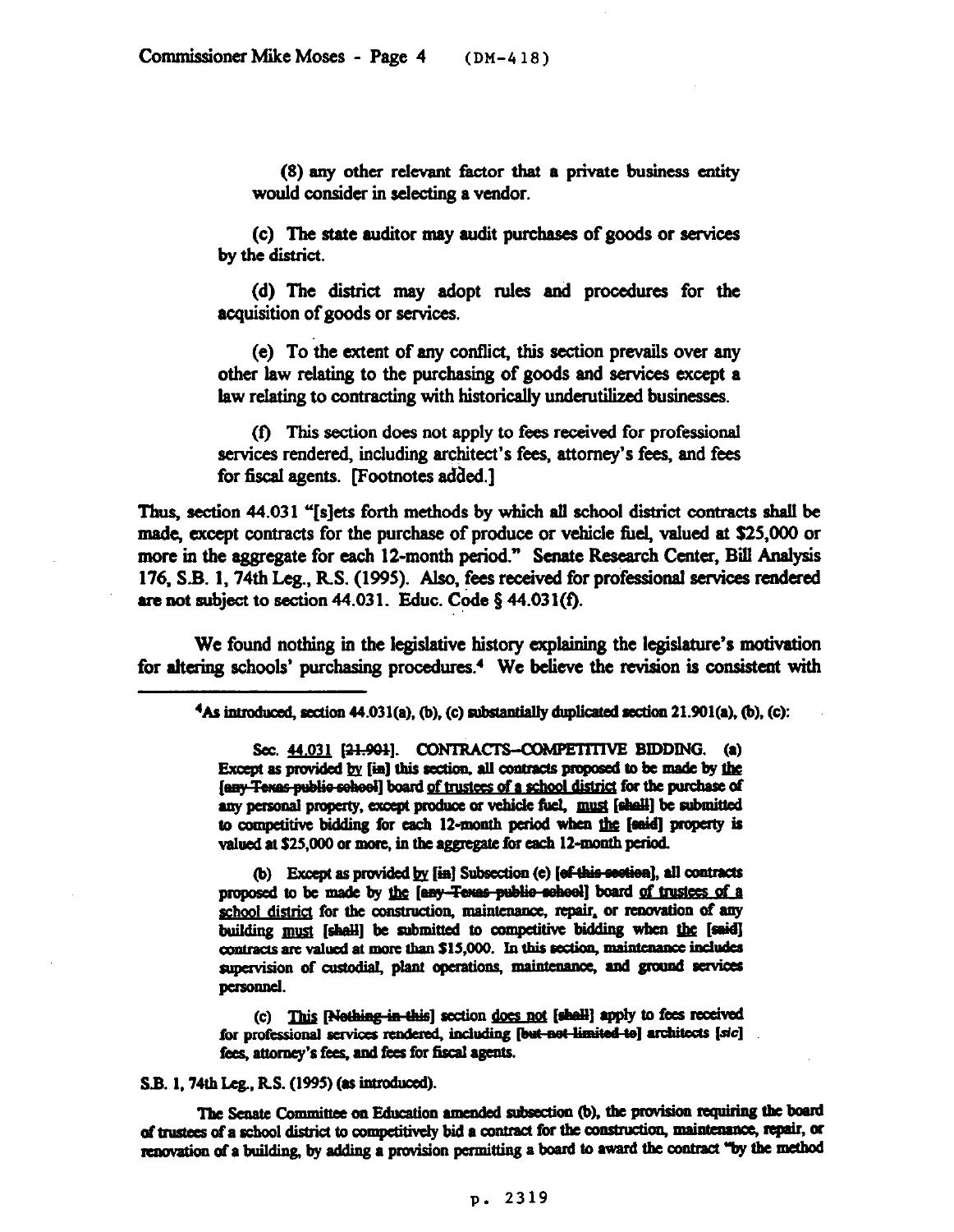(8) any other relevant factor that a private business entity would consider in selecting a vendor.

(c) The state auditor may audit purchases of goods or services by the district.

(d) The district may adopt rules and procedures for the acquisition of goods or services.

(e) To the extent of any conflict, this section prevails over any other law relating to the purchasing of goods and services except a law relating to contracting with historically underutilized businesses.

(f) This section does not apply to fees received for professional services rendered, including architect's fees, attorney's fees, and fees for fiscal agents. [Footnotes added.]

Thus, section 44.031 "[s]ets forth methods by which all school district contracts shall be made, except contracts for the purchase of produce or vehicle fuel, valued at $25,000 or more in the aggregate for each 12-month period." Senate Research Center, Bill Analysis 176, S.B. 1, 74th Leg., R.S. (1995). Also, fees received for professional services rendered are not subject to section 44.031. Educ. Code § 44.031(f).

We found nothing in the legislative history explaining the legislature's motivation for altering schools' purchasing procedures.[4] We believe the revision is consistent with

---

[4]As introduced, section 44.031(a), (b), (c) substantially duplicated section 21.901(a), (b), (c):

> Sec. 44.031 [~~21.901~~]. CONTRACTS--COMPETITIVE BIDDING. (a) Except as provided by [~~in~~] this section, all contracts proposed to be made by the [~~any Texas public school~~] board of trustees of a school district for the purchase of any personal property, except produce or vehicle fuel, must [~~shall~~] be submitted to competitive bidding for each 12-month period when the [~~said~~] property is valued at $25,000 or more, in the aggregate for each 12-month period.
>
> (b) Except as provided by [~~in~~] Subsection (e) [~~of this section~~], all contracts proposed to be made by the [~~any Texas public school~~] board of trustees of a school district for the construction, maintenance, repair, or renovation of any building must [~~shall~~] be submitted to competitive bidding when the [~~said~~] contracts are valued at more than $15,000. In this section, maintenance includes supervision of custodial, plant operations, maintenance, and ground services personnel.
>
> (c) This [~~Nothing in this~~] section does not [~~shall~~] apply to fees received for professional services rendered, including [~~but not limited to~~] architects [*sic*] fees, attorney's fees, and fees for fiscal agents.

S.B. 1, 74th Leg., R.S. (1995) (as introduced).

The Senate Committee on Education amended subsection (b), the provision requiring the board of trustees of a school district to competitively bid a contract for the construction, maintenance, repair, or renovation of a building, by adding a provision permitting a board to award the contract "by the method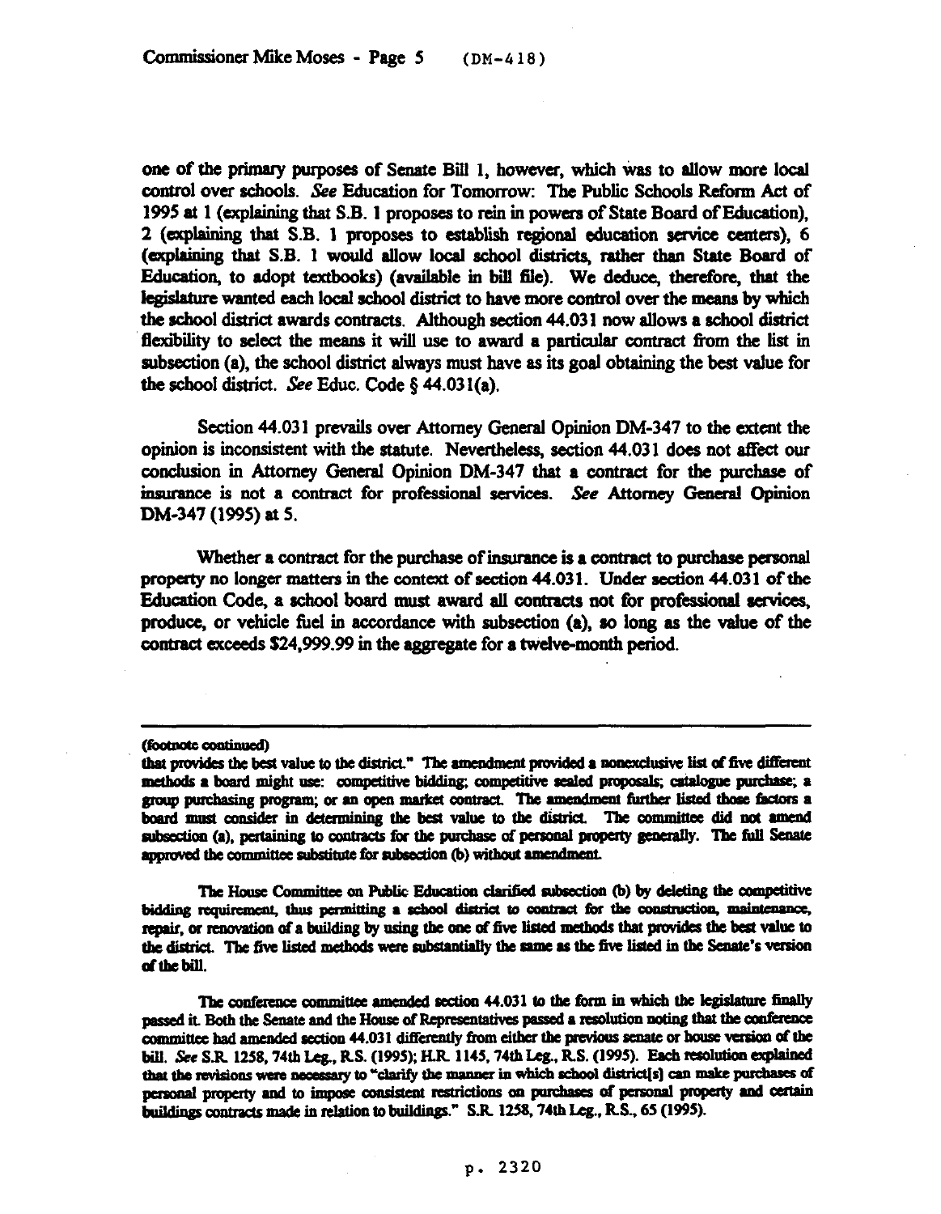one of the primary purposes of Senate Bill 1, however, which was to allow more local control over schools. *See* Education for Tomorrow: The Public Schools Reform Act of 1995 at 1 (explaining that S.B. 1 proposes to rein in powers of State Board of Education), 2 (explaining that S.B. 1 proposes to establish regional education service centers), 6 (explaining that S.B. 1 would allow local school districts, rather than State Board of Education, to adopt textbooks) (available in bill file). We deduce, therefore, that the legislature wanted each local school district to have more control over the means by which the school district awards contracts. Although section 44.031 now allows a school district flexibility to select the means it will use to award a particular contract from the list in subsection (a), the school district always must have as its goal obtaining the best value for the school district. *See* Educ. Code § 44.031(a).

Section 44.031 prevails over Attorney General Opinion DM-347 to the extent the opinion is inconsistent with the statute. Nevertheless, section 44.031 does not affect our conclusion in Attorney General Opinion DM-347 that a contract for the purchase of insurance is not a contract for professional services. *See* Attorney General Opinion DM-347 (1995) at 5.

Whether a contract for the purchase of insurance is a contract to purchase personal property no longer matters in the context of section 44.031. Under section 44.031 of the Education Code, a school board must award all contracts not for professional services, produce, or vehicle fuel in accordance with subsection (a), so long as the value of the contract exceeds $24,999.99 in the aggregate for a twelve-month period.

---

(footnote continued)

that provides the best value to the district." The amendment provided a nonexclusive list of five different methods a board might use: competitive bidding; competitive sealed proposals; catalogue purchase; a group purchasing program; or an open market contract. The amendment further listed those factors a board must consider in determining the best value to the district. The committee did not amend subsection (a), pertaining to contracts for the purchase of personal property generally. The full Senate approved the committee substitute for subsection (b) without amendment.

The House Committee on Public Education clarified subsection (b) by deleting the competitive bidding requirement, thus permitting a school district to contract for the construction, maintenance, repair, or renovation of a building by using the one of five listed methods that provides the best value to the district. The five listed methods were substantially the same as the five listed in the Senate's version of the bill.

The conference committee amended section 44.031 to the form in which the legislature finally passed it. Both the Senate and the House of Representatives passed a resolution noting that the conference committee had amended section 44.031 differently from either the previous senate or house version of the bill. *See* S.R. 1258, 74th Leg., R.S. (1995); H.R. 1145, 74th Leg., R.S. (1995). Each resolution explained that the revisions were necessary to "clarify the manner in which school district[s] can make purchases of personal property and to impose consistent restrictions on purchases of personal property and certain buildings contracts made in relation to buildings." S.R. 1258, 74th Leg., R.S., 65 (1995).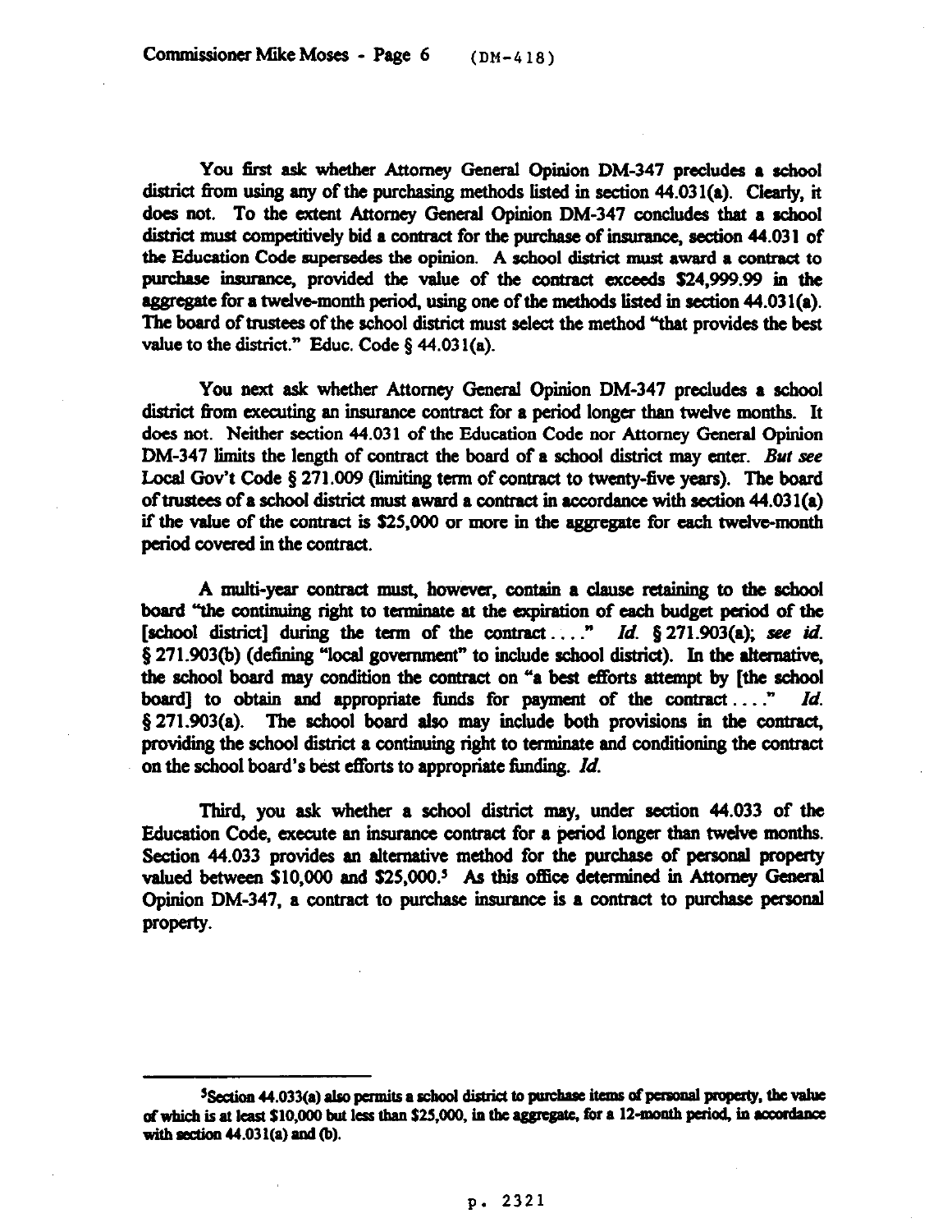You first ask whether Attorney General Opinion DM-347 precludes a school district from using any of the purchasing methods listed in section 44.031(a). Clearly, it does not. To the extent Attorney General Opinion DM-347 concludes that a school district must competitively bid a contract for the purchase of insurance, section 44.031 of the Education Code supersedes the opinion. A school district must award a contract to purchase insurance, provided the value of the contract exceeds $24,999.99 in the aggregate for a twelve-month period, using one of the methods listed in section 44.031(a). The board of trustees of the school district must select the method "that provides the best value to the district." Educ. Code § 44.031(a).

You next ask whether Attorney General Opinion DM-347 precludes a school district from executing an insurance contract for a period longer than twelve months. It does not. Neither section 44.031 of the Education Code nor Attorney General Opinion DM-347 limits the length of contract the board of a school district may enter. *But see* Local Gov't Code § 271.009 (limiting term of contract to twenty-five years). The board of trustees of a school district must award a contract in accordance with section 44.031(a) if the value of the contract is $25,000 or more in the aggregate for each twelve-month period covered in the contract.

A multi-year contract must, however, contain a clause retaining to the school board "the continuing right to terminate at the expiration of each budget period of the [school district] during the term of the contract . . . ." *Id.* § 271.903(a); *see id.* § 271.903(b) (defining "local government" to include school district). In the alternative, the school board may condition the contract on "a best efforts attempt by [the school board] to obtain and appropriate funds for payment of the contract . . . ." *Id.* § 271.903(a). The school board also may include both provisions in the contract, providing the school district a continuing right to terminate and conditioning the contract on the school board's best efforts to appropriate funding. *Id.*

Third, you ask whether a school district may, under section 44.033 of the Education Code, execute an insurance contract for a period longer than twelve months. Section 44.033 provides an alternative method for the purchase of personal property valued between $10,000 and $25,000.[5] As this office determined in Attorney General Opinion DM-347, a contract to purchase insurance is a contract to purchase personal property.

---

[5]Section 44.033(a) also permits a school district to purchase items of personal property, the value of which is at least $10,000 but less than $25,000, in the aggregate, for a 12-month period, in accordance with section 44.031(a) and (b).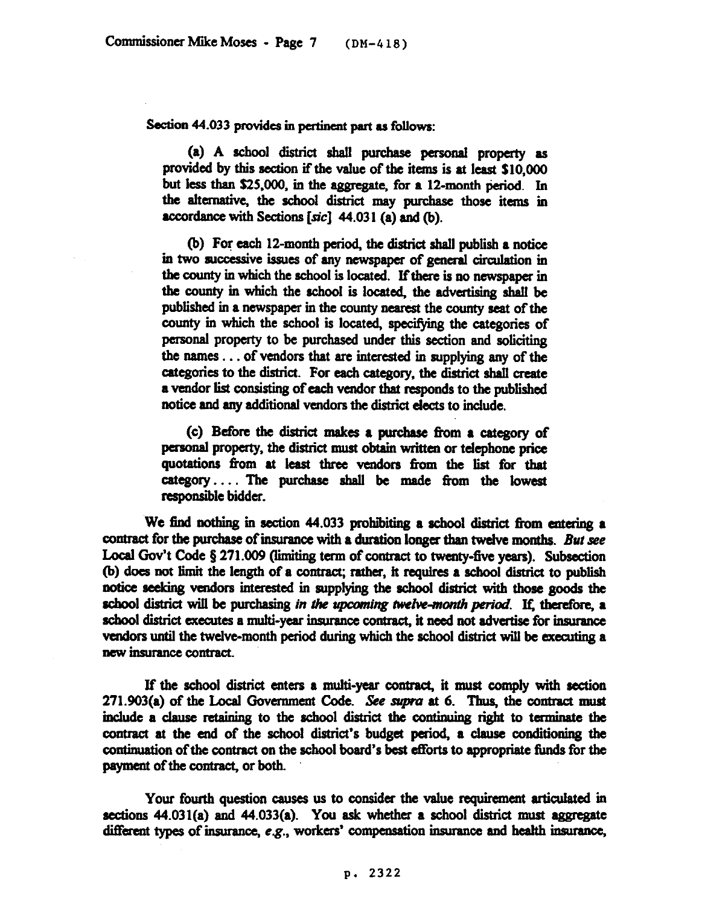Section 44.033 provides in pertinent part as follows:

> (a) A school district shall purchase personal property as provided by this section if the value of the items is at least $10,000 but less than $25,000, in the aggregate, for a 12-month period. In the alternative, the school district may purchase those items in accordance with Sections [*sic*] 44.031 (a) and (b).
>
> (b) For each 12-month period, the district shall publish a notice in two successive issues of any newspaper of general circulation in the county in which the school is located. If there is no newspaper in the county in which the school is located, the advertising shall be published in a newspaper in the county nearest the county seat of the county in which the school is located, specifying the categories of personal property to be purchased under this section and soliciting the names . . . of vendors that are interested in supplying any of the categories to the district. For each category, the district shall create a vendor list consisting of each vendor that responds to the published notice and any additional vendors the district elects to include.
>
> (c) Before the district makes a purchase from a category of personal property, the district must obtain written or telephone price quotations from at least three vendors from the list for that category . . . . The purchase shall be made from the lowest responsible bidder.

We find nothing in section 44.033 prohibiting a school district from entering a contract for the purchase of insurance with a duration longer than twelve months. *But see* Local Gov't Code § 271.009 (limiting term of contract to twenty-five years). Subsection (b) does not limit the length of a contract; rather, it requires a school district to publish notice seeking vendors interested in supplying the school district with those goods the school district will be purchasing *in the upcoming twelve-month period*. If, therefore, a school district executes a multi-year insurance contract, it need not advertise for insurance vendors until the twelve-month period during which the school district will be executing a new insurance contract.

If the school district enters a multi-year contract, it must comply with section 271.903(a) of the Local Government Code. *See supra* at 6. Thus, the contract must include a clause retaining to the school district the continuing right to terminate the contract at the end of the school district's budget period, a clause conditioning the continuation of the contract on the school board's best efforts to appropriate funds for the payment of the contract, or both.

Your fourth question causes us to consider the value requirement articulated in sections 44.031(a) and 44.033(a). You ask whether a school district must aggregate different types of insurance, *e.g.*, workers' compensation insurance and health insurance,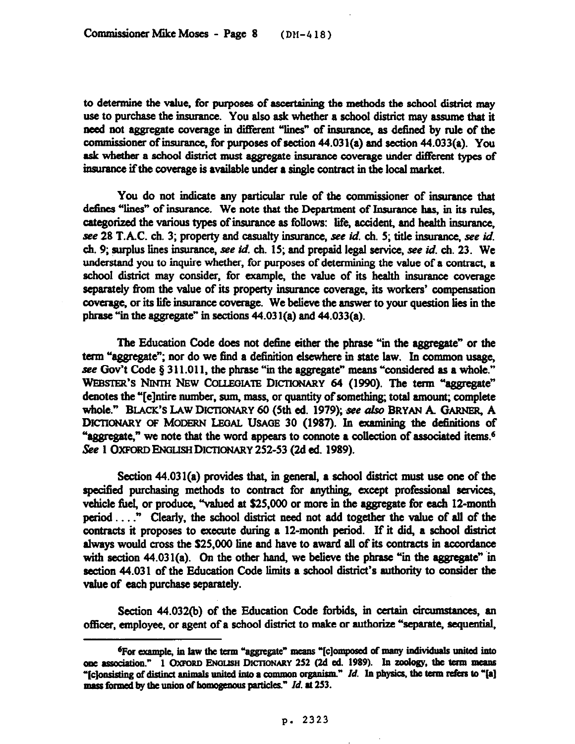to determine the value, for purposes of ascertaining the methods the school district may use to purchase the insurance. You also ask whether a school district may assume that it need not aggregate coverage in different "lines" of insurance, as defined by rule of the commissioner of insurance, for purposes of section 44.031(a) and section 44.033(a). You ask whether a school district must aggregate insurance coverage under different types of insurance if the coverage is available under a single contract in the local market.

You do not indicate any particular rule of the commissioner of insurance that defines "lines" of insurance. We note that the Department of Insurance has, in its rules, categorized the various types of insurance as follows: life, accident, and health insurance, *see* 28 T.A.C. ch. 3; property and casualty insurance, *see id.* ch. 5; title insurance, *see id.* ch. 9; surplus lines insurance, *see id.* ch. 15; and prepaid legal service, *see id.* ch. 23. We understand you to inquire whether, for purposes of determining the value of a contract, a school district may consider, for example, the value of its health insurance coverage separately from the value of its property insurance coverage, its workers' compensation coverage, or its life insurance coverage. We believe the answer to your question lies in the phrase "in the aggregate" in sections 44.031(a) and 44.033(a).

The Education Code does not define either the phrase "in the aggregate" or the term "aggregate"; nor do we find a definition elsewhere in state law. In common usage, *see* Gov't Code § 311.011, the phrase "in the aggregate" means "considered as a whole." WEBSTER'S NINTH NEW COLLEGIATE DICTIONARY 64 (1990). The term "aggregate" denotes the "[e]ntire number, sum, mass, or quantity of something; total amount; complete whole." BLACK'S LAW DICTIONARY 60 (5th ed. 1979); *see also* BRYAN A. GARNER, A DICTIONARY OF MODERN LEGAL USAGE 30 (1987). In examining the definitions of "aggregate," we note that the word appears to connote a collection of associated items.[6] *See* 1 OXFORD ENGLISH DICTIONARY 252-53 (2d ed. 1989).

Section 44.031(a) provides that, in general, a school district must use one of the specified purchasing methods to contract for anything, except professional services, vehicle fuel, or produce, "valued at $25,000 or more in the aggregate for each 12-month period . . . ." Clearly, the school district need not add together the value of all of the contracts it proposes to execute during a 12-month period. If it did, a school district always would cross the $25,000 line and have to award all of its contracts in accordance with section 44.031(a). On the other hand, we believe the phrase "in the aggregate" in section 44.031 of the Education Code limits a school district's authority to consider the value of each purchase separately.

Section 44.032(b) of the Education Code forbids, in certain circumstances, an officer, employee, or agent of a school district to make or authorize "separate, sequential,

---

[6] For example, in law the term "aggregate" means "[c]omposed of many individuals united into one association." 1 OXFORD ENGLISH DICTIONARY 252 (2d ed. 1989). In zoology, the term means "[c]onsisting of distinct animals united into a common organism." *Id.* In physics, the term refers to "[a] mass formed by the union of homogenous particles." *Id.* at 253.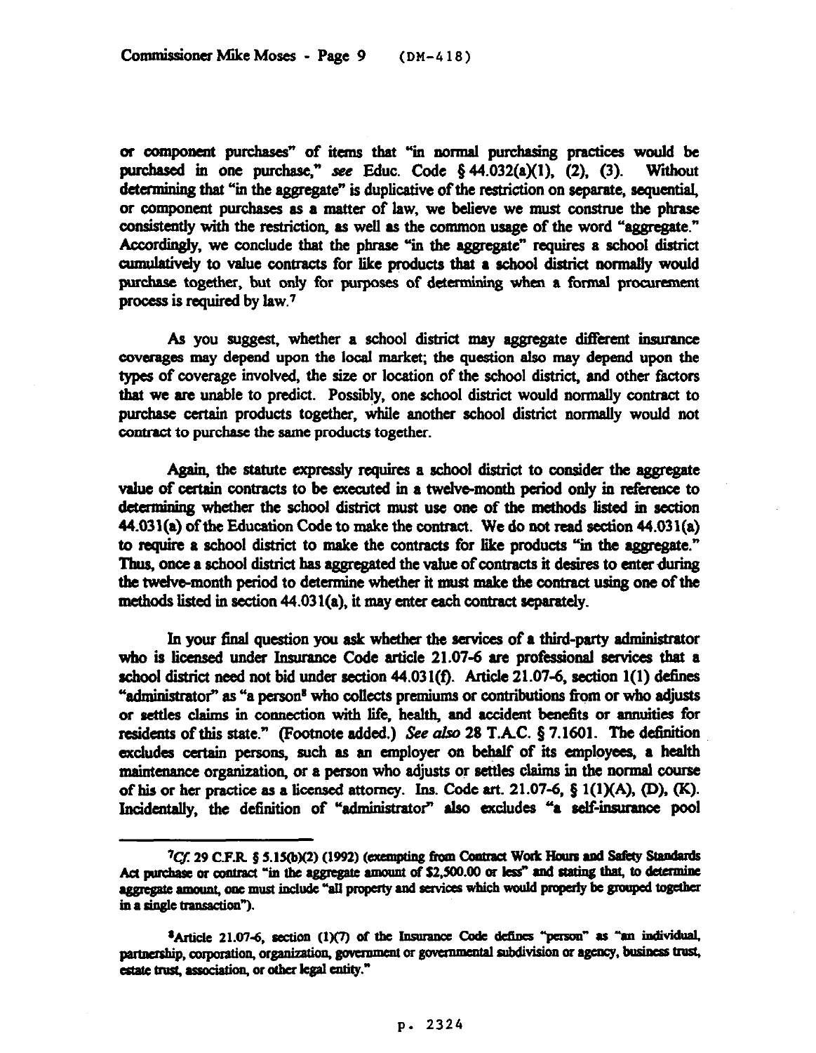or component purchases" of items that "in normal purchasing practices would be purchased in one purchase," *see* Educ. Code § 44.032(a)(1), (2), (3). Without determining that "in the aggregate" is duplicative of the restriction on separate, sequential, or component purchases as a matter of law, we believe we must construe the phrase consistently with the restriction, as well as the common usage of the word "aggregate." Accordingly, we conclude that the phrase "in the aggregate" requires a school district cumulatively to value contracts for like products that a school district normally would purchase together, but only for purposes of determining when a formal procurement process is required by law.[7]

As you suggest, whether a school district may aggregate different insurance coverages may depend upon the local market; the question also may depend upon the types of coverage involved, the size or location of the school district, and other factors that we are unable to predict. Possibly, one school district would normally contract to purchase certain products together, while another school district normally would not contract to purchase the same products together.

Again, the statute expressly requires a school district to consider the aggregate value of certain contracts to be executed in a twelve-month period only in reference to determining whether the school district must use one of the methods listed in section 44.031(a) of the Education Code to make the contract. We do not read section 44.031(a) to require a school district to make the contracts for like products "in the aggregate." Thus, once a school district has aggregated the value of contracts it desires to enter during the twelve-month period to determine whether it must make the contract using one of the methods listed in section 44.031(a), it may enter each contract separately.

In your final question you ask whether the services of a third-party administrator who is licensed under Insurance Code article 21.07-6 are professional services that a school district need not bid under section 44.031(f). Article 21.07-6, section 1(1) defines "administrator" as "a person[8] who collects premiums or contributions from or who adjusts or settles claims in connection with life, health, and accident benefits or annuities for residents of this state." (Footnote added.) *See also* 28 T.A.C. § 7.1601. The definition excludes certain persons, such as an employer on behalf of its employees, a health maintenance organization, or a person who adjusts or settles claims in the normal course of his or her practice as a licensed attorney. Ins. Code art. 21.07-6, § 1(1)(A), (D), (K). Incidentally, the definition of "administrator" also excludes "a self-insurance pool

---

[7]*Cf.* 29 C.F.R. § 5.15(b)(2) (1992) (exempting from Contract Work Hours and Safety Standards Act purchase or contract "in the aggregate amount of $2,500.00 or less" and stating that, to determine aggregate amount, one must include "all property and services which would properly be grouped together in a single transaction").

[8]Article 21.07-6, section (1)(7) of the Insurance Code defines "person" as "an individual, partnership, corporation, organization, government or governmental subdivision or agency, business trust, estate trust, association, or other legal entity."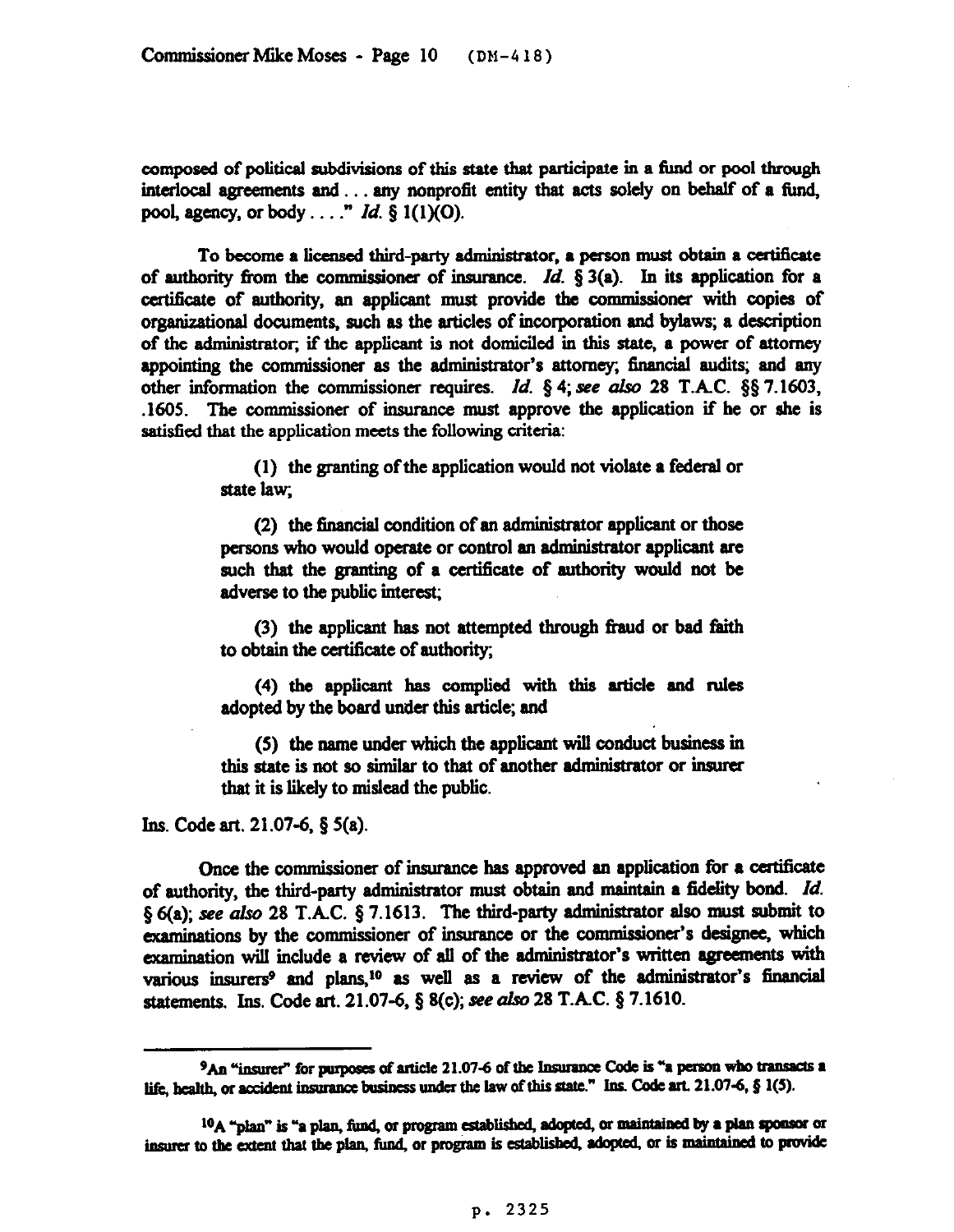composed of political subdivisions of this state that participate in a fund or pool through interlocal agreements and . . . any nonprofit entity that acts solely on behalf of a fund, pool, agency, or body . . . ." *Id.* § 1(1)(O).

To become a licensed third-party administrator, a person must obtain a certificate of authority from the commissioner of insurance. *Id.* § 3(a). In its application for a certificate of authority, an applicant must provide the commissioner with copies of organizational documents, such as the articles of incorporation and bylaws; a description of the administrator; if the applicant is not domiciled in this state, a power of attorney appointing the commissioner as the administrator's attorney; financial audits; and any other information the commissioner requires. *Id.* § 4; *see also* 28 T.A.C. §§ 7.1603, .1605. The commissioner of insurance must approve the application if he or she is satisfied that the application meets the following criteria:

> (1) the granting of the application would not violate a federal or state law;
>
> (2) the financial condition of an administrator applicant or those persons who would operate or control an administrator applicant are such that the granting of a certificate of authority would not be adverse to the public interest;
>
> (3) the applicant has not attempted through fraud or bad faith to obtain the certificate of authority;
>
> (4) the applicant has complied with this article and rules adopted by the board under this article; and
>
> (5) the name under which the applicant will conduct business in this state is not so similar to that of another administrator or insurer that it is likely to mislead the public.

Ins. Code art. 21.07-6, § 5(a).

Once the commissioner of insurance has approved an application for a certificate of authority, the third-party administrator must obtain and maintain a fidelity bond. *Id.* § 6(a); *see also* 28 T.A.C. § 7.1613. The third-party administrator also must submit to examinations by the commissioner of insurance or the commissioner's designee, which examination will include a review of all of the administrator's written agreements with various insurers[9] and plans,[10] as well as a review of the administrator's financial statements. Ins. Code art. 21.07-6, § 8(c); *see also* 28 T.A.C. § 7.1610.

---

[9] An "insurer" for purposes of article 21.07-6 of the Insurance Code is "a person who transacts a life, health, or accident insurance business under the law of this state." Ins. Code art. 21.07-6, § 1(5).

[10] A "plan" is "a plan, fund, or program established, adopted, or maintained by a plan sponsor or insurer to the extent that the plan, fund, or program is established, adopted, or is maintained to provide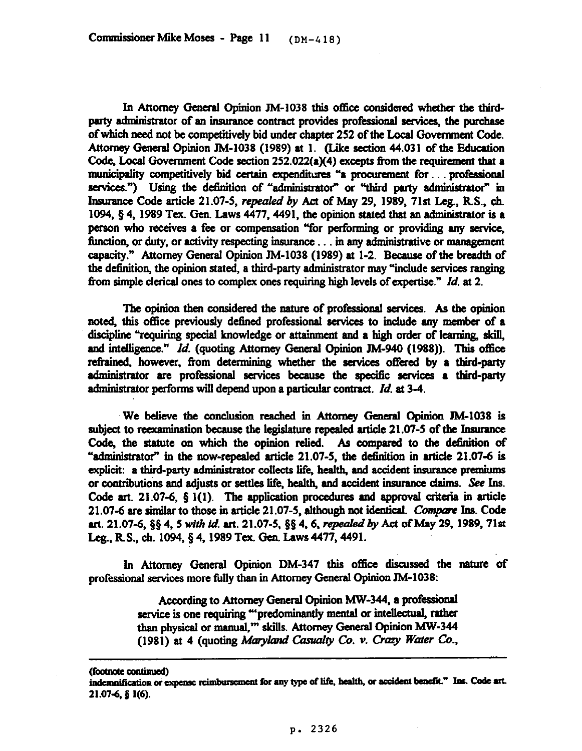In Attorney General Opinion JM-1038 this office considered whether the third-party administrator of an insurance contract provides professional services, the purchase of which need not be competitively bid under chapter 252 of the Local Government Code. Attorney General Opinion JM-1038 (1989) at 1. (Like section 44.031 of the Education Code, Local Government Code section 252.022(a)(4) excepts from the requirement that a municipality competitively bid certain expenditures "a procurement for . . . professional services.") Using the definition of "administrator" or "third party administrator" in Insurance Code article 21.07-5, *repealed by* Act of May 29, 1989, 71st Leg., R.S., ch. 1094, § 4, 1989 Tex. Gen. Laws 4477, 4491, the opinion stated that an administrator is a person who receives a fee or compensation "for performing or providing any service, function, or duty, or activity respecting insurance . . . in any administrative or management capacity." Attorney General Opinion JM-1038 (1989) at 1-2. Because of the breadth of the definition, the opinion stated, a third-party administrator may "include services ranging from simple clerical ones to complex ones requiring high levels of expertise." *Id.* at 2.

The opinion then considered the nature of professional services. As the opinion noted, this office previously defined professional services to include any member of a discipline "requiring special knowledge or attainment and a high order of learning, skill, and intelligence." *Id.* (quoting Attorney General Opinion JM-940 (1988)). This office refrained, however, from determining whether the services offered by a third-party administrator are professional services because the specific services a third-party administrator performs will depend upon a particular contract. *Id.* at 3-4.

We believe the conclusion reached in Attorney General Opinion JM-1038 is subject to reexamination because the legislature repealed article 21.07-5 of the Insurance Code, the statute on which the opinion relied. As compared to the definition of "administrator" in the now-repealed article 21.07-5, the definition in article 21.07-6 is explicit: a third-party administrator collects life, health, and accident insurance premiums or contributions and adjusts or settles life, health, and accident insurance claims. *See* Ins. Code art. 21.07-6, § 1(1). The application procedures and approval criteria in article 21.07-6 are similar to those in article 21.07-5, although not identical. *Compare* Ins. Code art. 21.07-6, §§ 4, 5 *with id.* art. 21.07-5, §§ 4, 6, *repealed by* Act of May 29, 1989, 71st Leg., R.S., ch. 1094, § 4, 1989 Tex. Gen. Laws 4477, 4491.

In Attorney General Opinion DM-347 this office discussed the nature of professional services more fully than in Attorney General Opinion JM-1038:

> According to Attorney General Opinion MW-344, a professional service is one requiring "'predominantly mental or intellectual, rather than physical or manual,'" skills. Attorney General Opinion MW-344 (1981) at 4 (quoting *Maryland Casualty Co. v. Crazy Water Co.*,

---

(footnote continued)
indemnification or expense reimbursement for any type of life, health, or accident benefit." Ins. Code art. 21.07-6, § 1(6).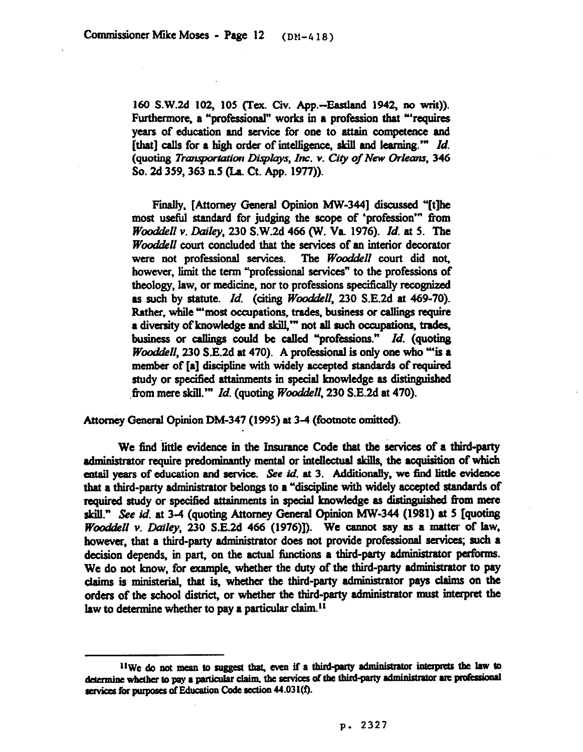> 160 S.W.2d 102, 105 (Tex. Civ. App.--Eastland 1942, no writ)). Furthermore, a "professional" works in a profession that "'requires years of education and service for one to attain competence and [that] calls for a high order of intelligence, skill and learning.'" *Id.* (quoting *Transportation Displays, Inc. v. City of New Orleans*, 346 So. 2d 359, 363 n.5 (La. Ct. App. 1977)).
>
> Finally, [Attorney General Opinion MW-344] discussed "[t]he most useful standard for judging the scope of 'profession'" from *Wooddell v. Dailey*, 230 S.W.2d 466 (W. Va. 1976). *Id.* at 5. The *Wooddell* court concluded that the services of an interior decorator were not professional services. The *Wooddell* court did not, however, limit the term "professional services" to the professions of theology, law, or medicine, nor to professions specifically recognized as such by statute. *Id.* (citing *Wooddell*, 230 S.E.2d at 469-70). Rather, while "'most occupations, trades, business or callings require a diversity of knowledge and skill,'" not all such occupations, trades, business or callings could be called "professions." *Id.* (quoting *Wooddell*, 230 S.E.2d at 470). A professional is only one who "'is a member of [a] discipline with widely accepted standards of required study or specified attainments in special knowledge as distinguished from mere skill.'" *Id.* (quoting *Wooddell*, 230 S.E.2d at 470).

Attorney General Opinion DM-347 (1995) at 3-4 (footnote omitted).

We find little evidence in the Insurance Code that the services of a third-party administrator require predominantly mental or intellectual skills, the acquisition of which entail years of education and service. *See id.* at 3. Additionally, we find little evidence that a third-party administrator belongs to a "discipline with widely accepted standards of required study or specified attainments in special knowledge as distinguished from mere skill." *See id.* at 3-4 (quoting Attorney General Opinion MW-344 (1981) at 5 [quoting *Wooddell v. Dailey*, 230 S.E.2d 466 (1976)]). We cannot say as a matter of law, however, that a third-party administrator does not provide professional services; such a decision depends, in part, on the actual functions a third-party administrator performs. We do not know, for example, whether the duty of the third-party administrator to pay claims is ministerial, that is, whether the third-party administrator pays claims on the orders of the school district, or whether the third-party administrator must interpret the law to determine whether to pay a particular claim.[11]

---

[11] We do not mean to suggest that, even if a third-party administrator interprets the law to determine whether to pay a particular claim, the services of the third-party administrator are professional services for purposes of Education Code section 44.031(f).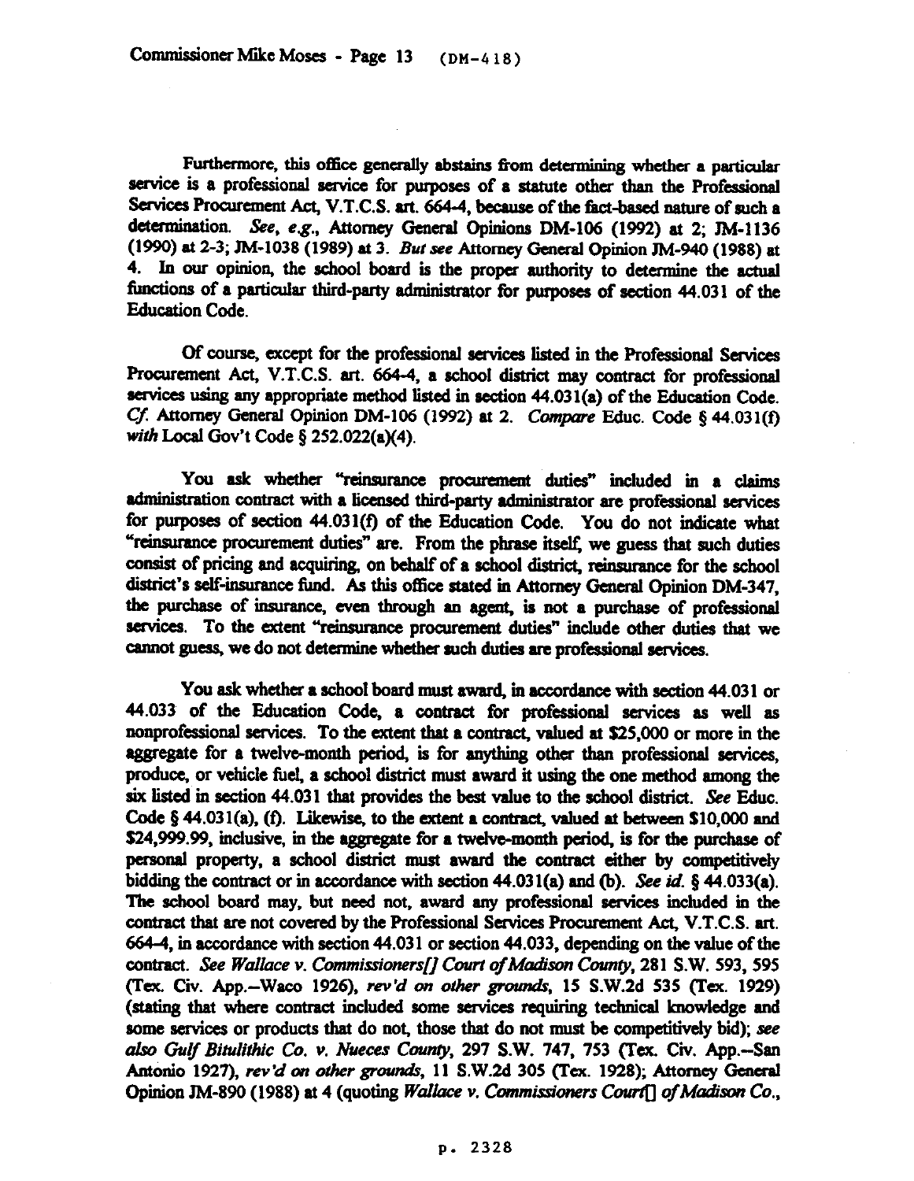Furthermore, this office generally abstains from determining whether a particular service is a professional service for purposes of a statute other than the Professional Services Procurement Act, V.T.C.S. art. 664-4, because of the fact-based nature of such a determination. *See, e.g.*, Attorney General Opinions DM-106 (1992) at 2; JM-1136 (1990) at 2-3; JM-1038 (1989) at 3. *But see* Attorney General Opinion JM-940 (1988) at 4. In our opinion, the school board is the proper authority to determine the actual functions of a particular third-party administrator for purposes of section 44.031 of the Education Code.

Of course, except for the professional services listed in the Professional Services Procurement Act, V.T.C.S. art. 664-4, a school district may contract for professional services using any appropriate method listed in section 44.031(a) of the Education Code. *Cf.* Attorney General Opinion DM-106 (1992) at 2. *Compare* Educ. Code § 44.031(f) *with* Local Gov't Code § 252.022(a)(4).

You ask whether "reinsurance procurement duties" included in a claims administration contract with a licensed third-party administrator are professional services for purposes of section 44.031(f) of the Education Code. You do not indicate what "reinsurance procurement duties" are. From the phrase itself, we guess that such duties consist of pricing and acquiring, on behalf of a school district, reinsurance for the school district's self-insurance fund. As this office stated in Attorney General Opinion DM-347, the purchase of insurance, even through an agent, is not a purchase of professional services. To the extent "reinsurance procurement duties" include other duties that we cannot guess, we do not determine whether such duties are professional services.

You ask whether a school board must award, in accordance with section 44.031 or 44.033 of the Education Code, a contract for professional services as well as nonprofessional services. To the extent that a contract, valued at $25,000 or more in the aggregate for a twelve-month period, is for anything other than professional services, produce, or vehicle fuel, a school district must award it using the one method among the six listed in section 44.031 that provides the best value to the school district. *See* Educ. Code § 44.031(a), (f). Likewise, to the extent a contract, valued at between $10,000 and $24,999.99, inclusive, in the aggregate for a twelve-month period, is for the purchase of personal property, a school district must award the contract either by competitively bidding the contract or in accordance with section 44.031(a) and (b). *See id.* § 44.033(a). The school board may, but need not, award any professional services included in the contract that are not covered by the Professional Services Procurement Act, V.T.C.S. art. 664-4, in accordance with section 44.031 or section 44.033, depending on the value of the contract. *See Wallace v. Commissioners[] Court of Madison County*, 281 S.W. 593, 595 (Tex. Civ. App.--Waco 1926), *rev'd on other grounds*, 15 S.W.2d 535 (Tex. 1929) (stating that where contract included some services requiring technical knowledge and some services or products that do not, those that do not must be competitively bid); *see also Gulf Bitulithic Co. v. Nueces County*, 297 S.W. 747, 753 (Tex. Civ. App.--San Antonio 1927), *rev'd on other grounds*, 11 S.W.2d 305 (Tex. 1928); Attorney General Opinion JM-890 (1988) at 4 (quoting *Wallace v. Commissioners Court[] of Madison Co.*,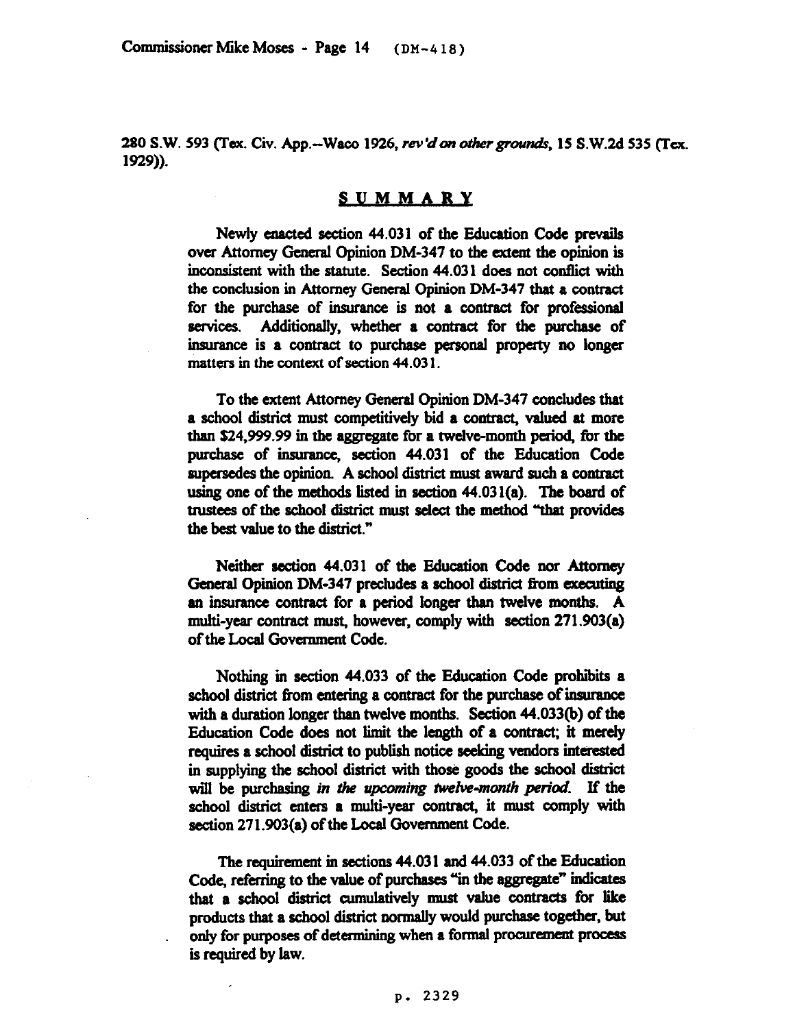280 S.W. 593 (Tex. Civ. App.--Waco 1926, *rev'd on other grounds*, 15 S.W.2d 535 (Tex. 1929)).

## SUMMARY

Newly enacted section 44.031 of the Education Code prevails over Attorney General Opinion DM-347 to the extent the opinion is inconsistent with the statute. Section 44.031 does not conflict with the conclusion in Attorney General Opinion DM-347 that a contract for the purchase of insurance is not a contract for professional services. Additionally, whether a contract for the purchase of insurance is a contract to purchase personal property no longer matters in the context of section 44.031.

To the extent Attorney General Opinion DM-347 concludes that a school district must competitively bid a contract, valued at more than $24,999.99 in the aggregate for a twelve-month period, for the purchase of insurance, section 44.031 of the Education Code supersedes the opinion. A school district must award such a contract using one of the methods listed in section 44.031(a). The board of trustees of the school district must select the method "that provides the best value to the district."

Neither section 44.031 of the Education Code nor Attorney General Opinion DM-347 precludes a school district from executing an insurance contract for a period longer than twelve months. A multi-year contract must, however, comply with section 271.903(a) of the Local Government Code.

Nothing in section 44.033 of the Education Code prohibits a school district from entering a contract for the purchase of insurance with a duration longer than twelve months. Section 44.033(b) of the Education Code does not limit the length of a contract; it merely requires a school district to publish notice seeking vendors interested in supplying the school district with those goods the school district will be purchasing *in the upcoming twelve-month period*. If the school district enters a multi-year contract, it must comply with section 271.903(a) of the Local Government Code.

The requirement in sections 44.031 and 44.033 of the Education Code, referring to the value of purchases "in the aggregate" indicates that a school district cumulatively must value contracts for like products that a school district normally would purchase together, but only for purposes of determining when a formal procurement process is required by law.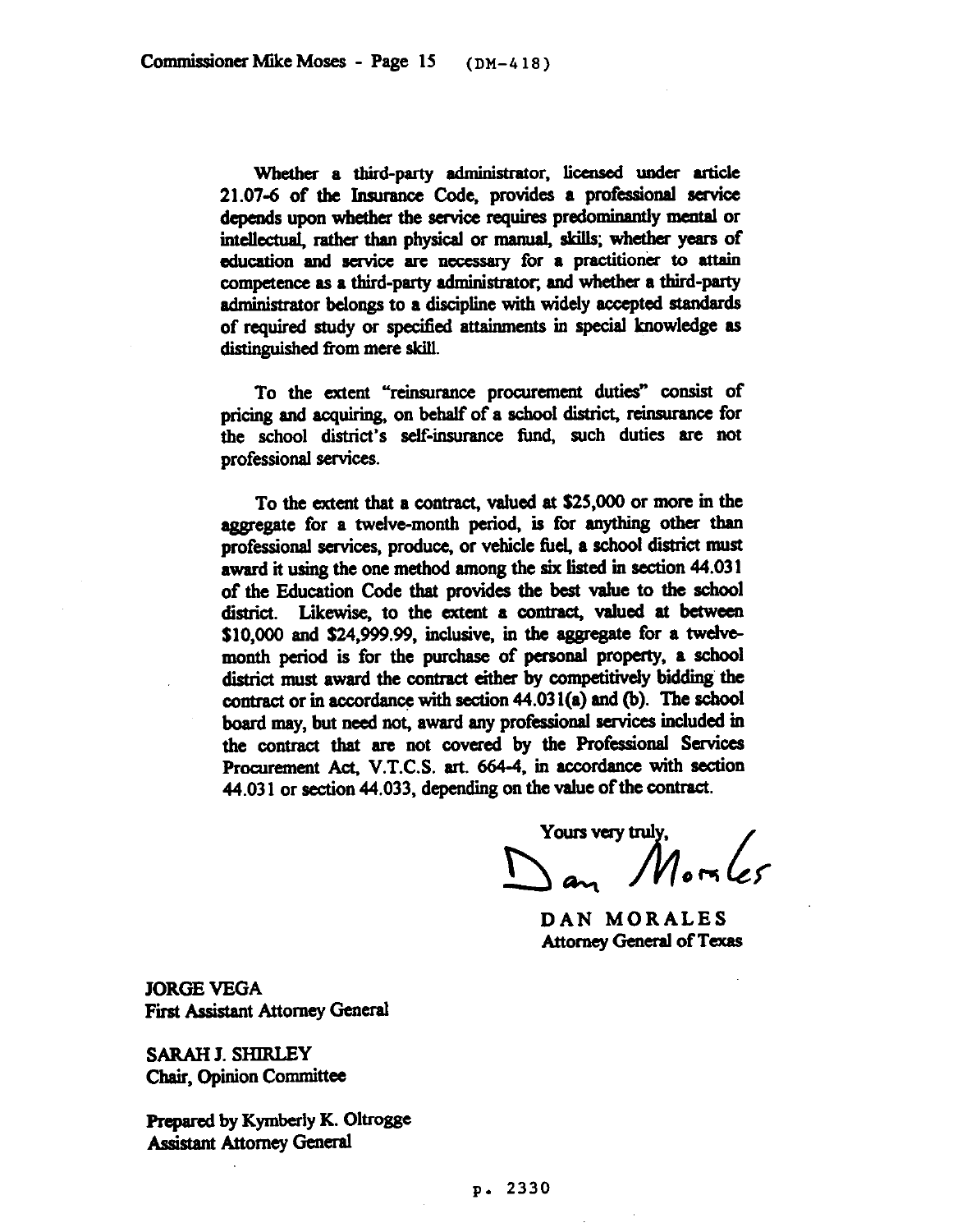Whether a third-party administrator, licensed under article 21.07-6 of the Insurance Code, provides a professional service depends upon whether the service requires predominantly mental or intellectual, rather than physical or manual, skills; whether years of education and service are necessary for a practitioner to attain competence as a third-party administrator; and whether a third-party administrator belongs to a discipline with widely accepted standards of required study or specified attainments in special knowledge as distinguished from mere skill.

To the extent "reinsurance procurement duties" consist of pricing and acquiring, on behalf of a school district, reinsurance for the school district's self-insurance fund, such duties are not professional services.

To the extent that a contract, valued at $25,000 or more in the aggregate for a twelve-month period, is for anything other than professional services, produce, or vehicle fuel, a school district must award it using the one method among the six listed in section 44.031 of the Education Code that provides the best value to the school district. Likewise, to the extent a contract, valued at between $10,000 and $24,999.99, inclusive, in the aggregate for a twelve-month period is for the purchase of personal property, a school district must award the contract either by competitively bidding the contract or in accordance with section 44.031(a) and (b). The school board may, but need not, award any professional services included in the contract that are not covered by the Professional Services Procurement Act, V.T.C.S. art. 664-4, in accordance with section 44.031 or section 44.033, depending on the value of the contract.

Yours very truly,

Dan Morales

**DAN MORALES**
Attorney General of Texas

JORGE VEGA
First Assistant Attorney General

SARAH J. SHIRLEY
Chair, Opinion Committee

Prepared by Kymberly K. Oltrogge
Assistant Attorney General